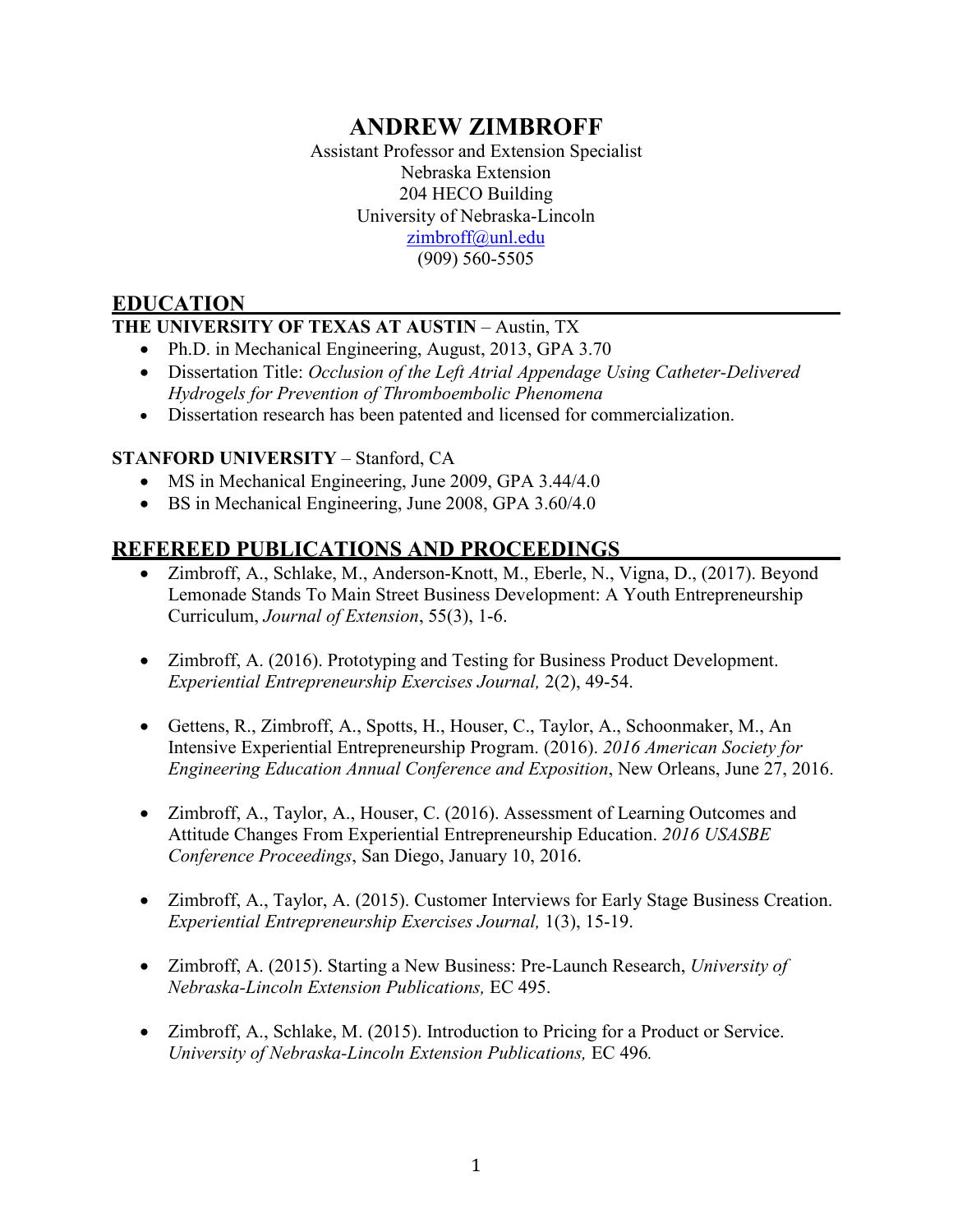# ANDREW ZIMBROFF

Assistant Professor and Extension Specialist
Nebraska Extension
204 HECO Building
University of Nebraska-Lincoln
zimbroff@unl.edu
(909) 560-5505

## EDUCATION

**THE UNIVERSITY OF TEXAS AT AUSTIN** – Austin, TX

- Ph.D. in Mechanical Engineering, August, 2013, GPA 3.70
- Dissertation Title: *Occlusion of the Left Atrial Appendage Using Catheter-Delivered Hydrogels for Prevention of Thromboembolic Phenomena*
- Dissertation research has been patented and licensed for commercialization.

**STANFORD UNIVERSITY** – Stanford, CA

- MS in Mechanical Engineering, June 2009, GPA 3.44/4.0
- BS in Mechanical Engineering, June 2008, GPA 3.60/4.0

## REFEREED PUBLICATIONS AND PROCEEDINGS

- Zimbroff, A., Schlake, M., Anderson-Knott, M., Eberle, N., Vigna, D., (2017). Beyond Lemonade Stands To Main Street Business Development: A Youth Entrepreneurship Curriculum, *Journal of Extension*, 55(3), 1-6.

- Zimbroff, A. (2016). Prototyping and Testing for Business Product Development. *Experiential Entrepreneurship Exercises Journal,* 2(2), 49-54.

- Gettens, R., Zimbroff, A., Spotts, H., Houser, C., Taylor, A., Schoonmaker, M., An Intensive Experiential Entrepreneurship Program. (2016). *2016 American Society for Engineering Education Annual Conference and Exposition*, New Orleans, June 27, 2016.

- Zimbroff, A., Taylor, A., Houser, C. (2016). Assessment of Learning Outcomes and Attitude Changes From Experiential Entrepreneurship Education. *2016 USASBE Conference Proceedings*, San Diego, January 10, 2016.

- Zimbroff, A., Taylor, A. (2015). Customer Interviews for Early Stage Business Creation. *Experiential Entrepreneurship Exercises Journal,* 1(3), 15-19.

- Zimbroff, A. (2015). Starting a New Business: Pre-Launch Research, *University of Nebraska-Lincoln Extension Publications,* EC 495.

- Zimbroff, A., Schlake, M. (2015). Introduction to Pricing for a Product or Service. *University of Nebraska-Lincoln Extension Publications,* EC 496*.*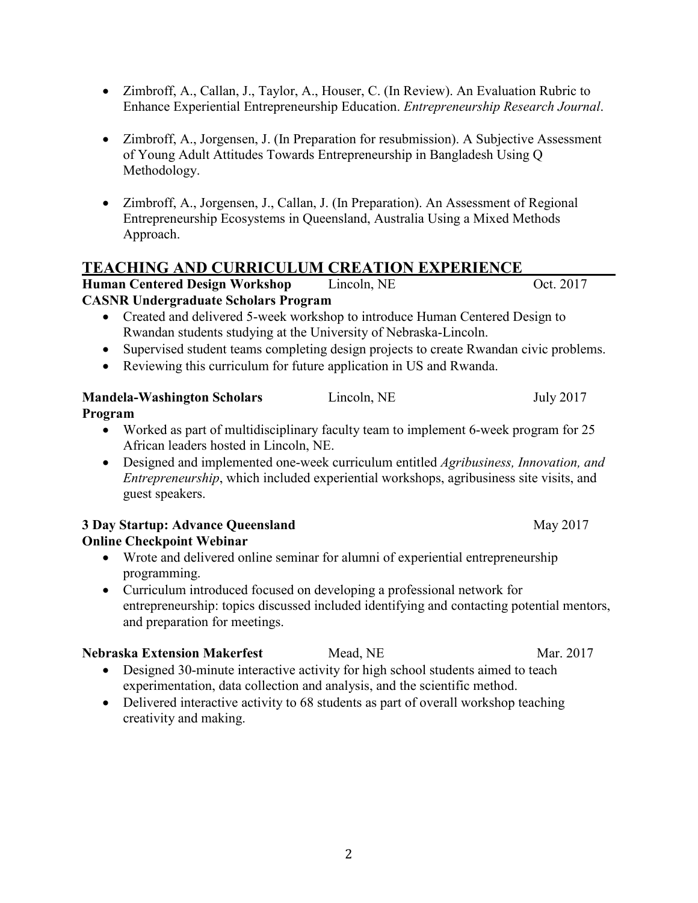- Zimbroff, A., Callan, J., Taylor, A., Houser, C. (In Review). An Evaluation Rubric to Enhance Experiential Entrepreneurship Education. *Entrepreneurship Research Journal*.

- Zimbroff, A., Jorgensen, J. (In Preparation for resubmission). A Subjective Assessment of Young Adult Attitudes Towards Entrepreneurship in Bangladesh Using Q Methodology.

- Zimbroff, A., Jorgensen, J., Callan, J. (In Preparation). An Assessment of Regional Entrepreneurship Ecosystems in Queensland, Australia Using a Mixed Methods Approach.

## TEACHING AND CURRICULUM CREATION EXPERIENCE

**Human Centered Design Workshop** Lincoln, NE Oct. 2017
**CASNR Undergraduate Scholars Program**

- Created and delivered 5-week workshop to introduce Human Centered Design to Rwandan students studying at the University of Nebraska-Lincoln.
- Supervised student teams completing design projects to create Rwandan civic problems.
- Reviewing this curriculum for future application in US and Rwanda.

**Mandela-Washington Scholars Program** Lincoln, NE July 2017

- Worked as part of multidisciplinary faculty team to implement 6-week program for 25 African leaders hosted in Lincoln, NE.
- Designed and implemented one-week curriculum entitled *Agribusiness, Innovation, and Entrepreneurship*, which included experiential workshops, agribusiness site visits, and guest speakers.

**3 Day Startup: Advance Queensland** May 2017
**Online Checkpoint Webinar**

- Wrote and delivered online seminar for alumni of experiential entrepreneurship programming.
- Curriculum introduced focused on developing a professional network for entrepreneurship: topics discussed included identifying and contacting potential mentors, and preparation for meetings.

**Nebraska Extension Makerfest** Mead, NE Mar. 2017

- Designed 30-minute interactive activity for high school students aimed to teach experimentation, data collection and analysis, and the scientific method.
- Delivered interactive activity to 68 students as part of overall workshop teaching creativity and making.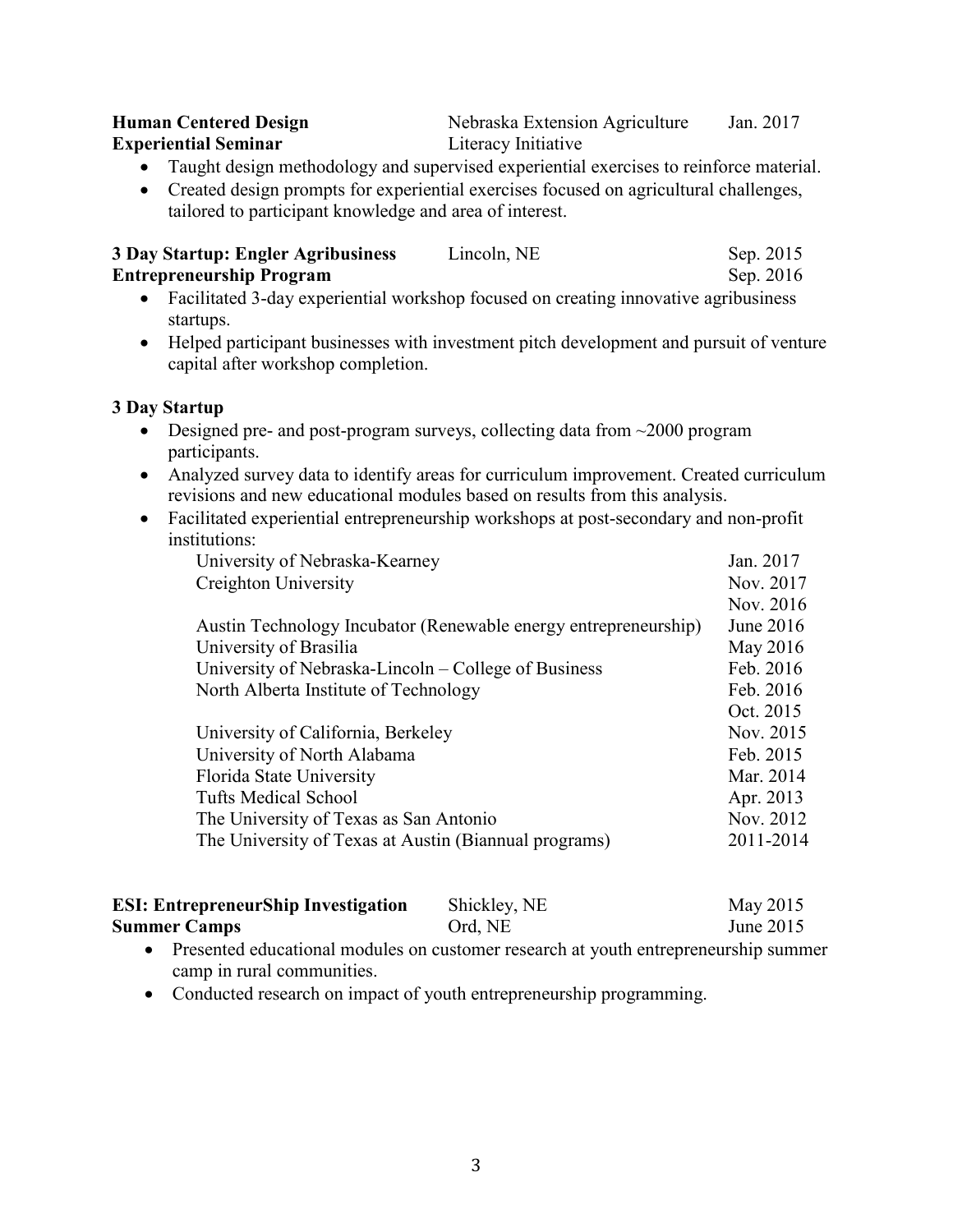**Human Centered Design Experiential Seminar** | Nebraska Extension Agriculture Literacy Initiative | Jan. 2017

- Taught design methodology and supervised experiential exercises to reinforce material.
- Created design prompts for experiential exercises focused on agricultural challenges, tailored to participant knowledge and area of interest.

**3 Day Startup: Engler Agribusiness Entrepreneurship Program** | Lincoln, NE | Sep. 2015, Sep. 2016

- Facilitated 3-day experiential workshop focused on creating innovative agribusiness startups.
- Helped participant businesses with investment pitch development and pursuit of venture capital after workshop completion.

**3 Day Startup**

- Designed pre- and post-program surveys, collecting data from ~2000 program participants.
- Analyzed survey data to identify areas for curriculum improvement. Created curriculum revisions and new educational modules based on results from this analysis.
- Facilitated experiential entrepreneurship workshops at post-secondary and non-profit institutions:

| Institution | Date |
|---|---|
| University of Nebraska-Kearney | Jan. 2017 |
| Creighton University | Nov. 2017 |
| | Nov. 2016 |
| Austin Technology Incubator (Renewable energy entrepreneurship) | June 2016 |
| University of Brasilia | May 2016 |
| University of Nebraska-Lincoln – College of Business | Feb. 2016 |
| North Alberta Institute of Technology | Feb. 2016 |
| | Oct. 2015 |
| University of California, Berkeley | Nov. 2015 |
| University of North Alabama | Feb. 2015 |
| Florida State University | Mar. 2014 |
| Tufts Medical School | Apr. 2013 |
| The University of Texas as San Antonio | Nov. 2012 |
| The University of Texas at Austin (Biannual programs) | 2011-2014 |

**ESI: EntrepreneurShip Investigation Summer Camps** | Shickley, NE; Ord, NE | May 2015; June 2015

- Presented educational modules on customer research at youth entrepreneurship summer camp in rural communities.
- Conducted research on impact of youth entrepreneurship programming.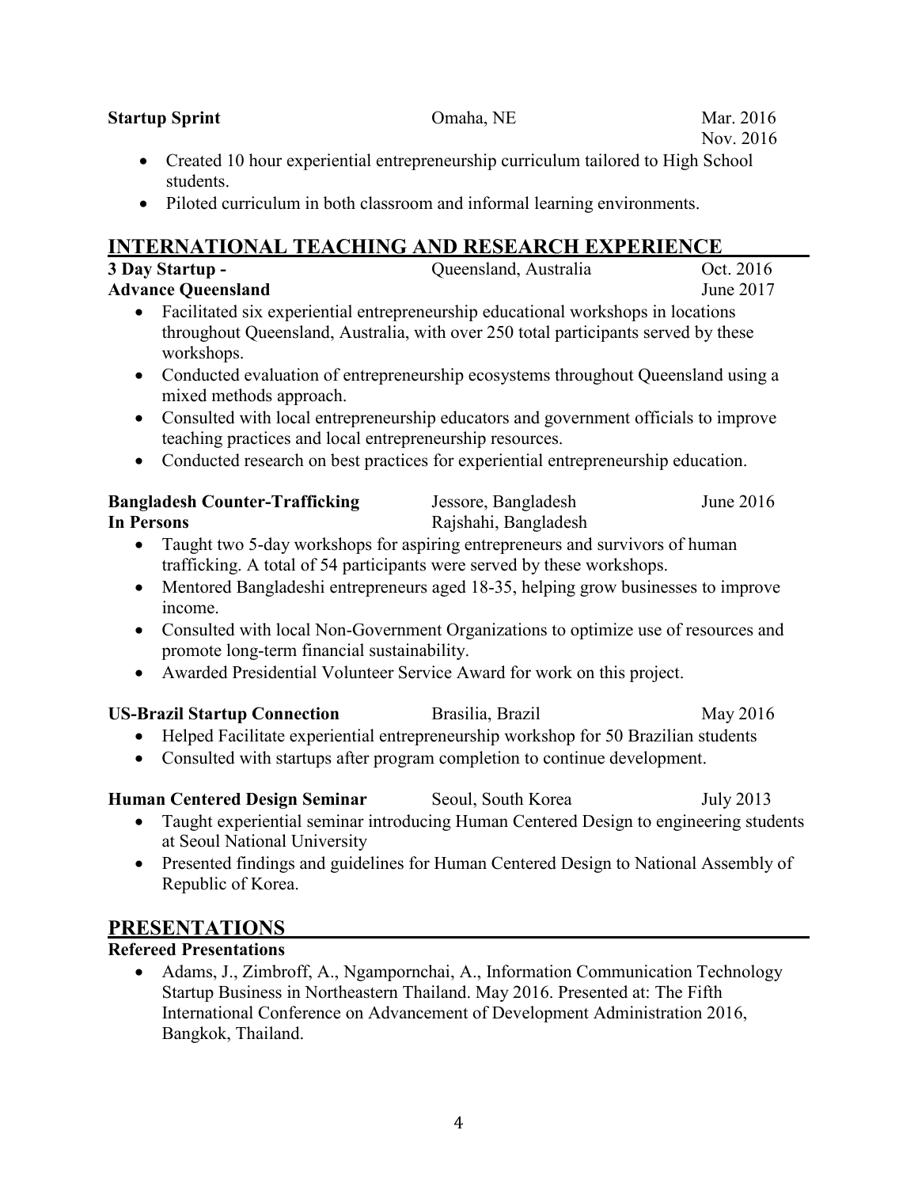**Startup Sprint** Omaha, NE Mar. 2016 – Nov. 2016

- Created 10 hour experiential entrepreneurship curriculum tailored to High School students.
- Piloted curriculum in both classroom and informal learning environments.

## INTERNATIONAL TEACHING AND RESEARCH EXPERIENCE

**3 Day Startup - Advance Queensland** Queensland, Australia Oct. 2016 – June 2017

- Facilitated six experiential entrepreneurship educational workshops in locations throughout Queensland, Australia, with over 250 total participants served by these workshops.
- Conducted evaluation of entrepreneurship ecosystems throughout Queensland using a mixed methods approach.
- Consulted with local entrepreneurship educators and government officials to improve teaching practices and local entrepreneurship resources.
- Conducted research on best practices for experiential entrepreneurship education.

**Bangladesh Counter-Trafficking In Persons** Jessore, Bangladesh; Rajshahi, Bangladesh June 2016

- Taught two 5-day workshops for aspiring entrepreneurs and survivors of human trafficking. A total of 54 participants were served by these workshops.
- Mentored Bangladeshi entrepreneurs aged 18-35, helping grow businesses to improve income.
- Consulted with local Non-Government Organizations to optimize use of resources and promote long-term financial sustainability.
- Awarded Presidential Volunteer Service Award for work on this project.

**US-Brazil Startup Connection** Brasilia, Brazil May 2016

- Helped Facilitate experiential entrepreneurship workshop for 50 Brazilian students
- Consulted with startups after program completion to continue development.

**Human Centered Design Seminar** Seoul, South Korea July 2013

- Taught experiential seminar introducing Human Centered Design to engineering students at Seoul National University
- Presented findings and guidelines for Human Centered Design to National Assembly of Republic of Korea.

## PRESENTATIONS

**Refereed Presentations**

- Adams, J., Zimbroff, A., Ngampornchai, A., Information Communication Technology Startup Business in Northeastern Thailand. May 2016. Presented at: The Fifth International Conference on Advancement of Development Administration 2016, Bangkok, Thailand.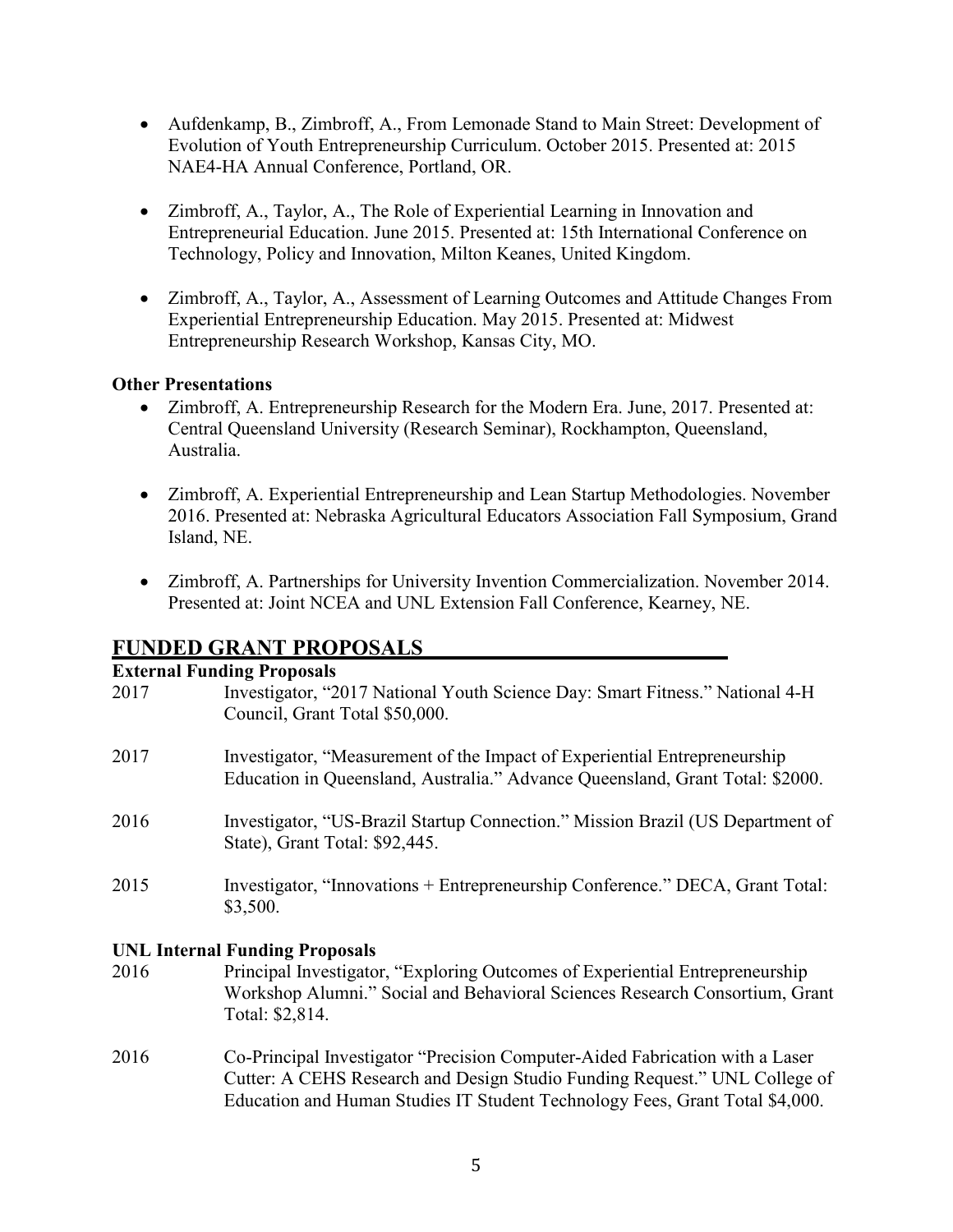- Aufdenkamp, B., Zimbroff, A., From Lemonade Stand to Main Street: Development of Evolution of Youth Entrepreneurship Curriculum. October 2015. Presented at: 2015 NAE4-HA Annual Conference, Portland, OR.

- Zimbroff, A., Taylor, A., The Role of Experiential Learning in Innovation and Entrepreneurial Education. June 2015. Presented at: 15th International Conference on Technology, Policy and Innovation, Milton Keanes, United Kingdom.

- Zimbroff, A., Taylor, A., Assessment of Learning Outcomes and Attitude Changes From Experiential Entrepreneurship Education. May 2015. Presented at: Midwest Entrepreneurship Research Workshop, Kansas City, MO.

**Other Presentations**

- Zimbroff, A. Entrepreneurship Research for the Modern Era. June, 2017. Presented at: Central Queensland University (Research Seminar), Rockhampton, Queensland, Australia.

- Zimbroff, A. Experiential Entrepreneurship and Lean Startup Methodologies. November 2016. Presented at: Nebraska Agricultural Educators Association Fall Symposium, Grand Island, NE.

- Zimbroff, A. Partnerships for University Invention Commercialization. November 2014. Presented at: Joint NCEA and UNL Extension Fall Conference, Kearney, NE.

## FUNDED GRANT PROPOSALS

**External Funding Proposals**

2017 Investigator, "2017 National Youth Science Day: Smart Fitness." National 4-H Council, Grant Total $50,000.

2017 Investigator, "Measurement of the Impact of Experiential Entrepreneurship Education in Queensland, Australia." Advance Queensland, Grant Total: $2000.

2016 Investigator, "US-Brazil Startup Connection." Mission Brazil (US Department of State), Grant Total: $92,445.

2015 Investigator, "Innovations + Entrepreneurship Conference." DECA, Grant Total: $3,500.

**UNL Internal Funding Proposals**

2016 Principal Investigator, "Exploring Outcomes of Experiential Entrepreneurship Workshop Alumni." Social and Behavioral Sciences Research Consortium, Grant Total: $2,814.

2016 Co-Principal Investigator "Precision Computer-Aided Fabrication with a Laser Cutter: A CEHS Research and Design Studio Funding Request." UNL College of Education and Human Studies IT Student Technology Fees, Grant Total $4,000.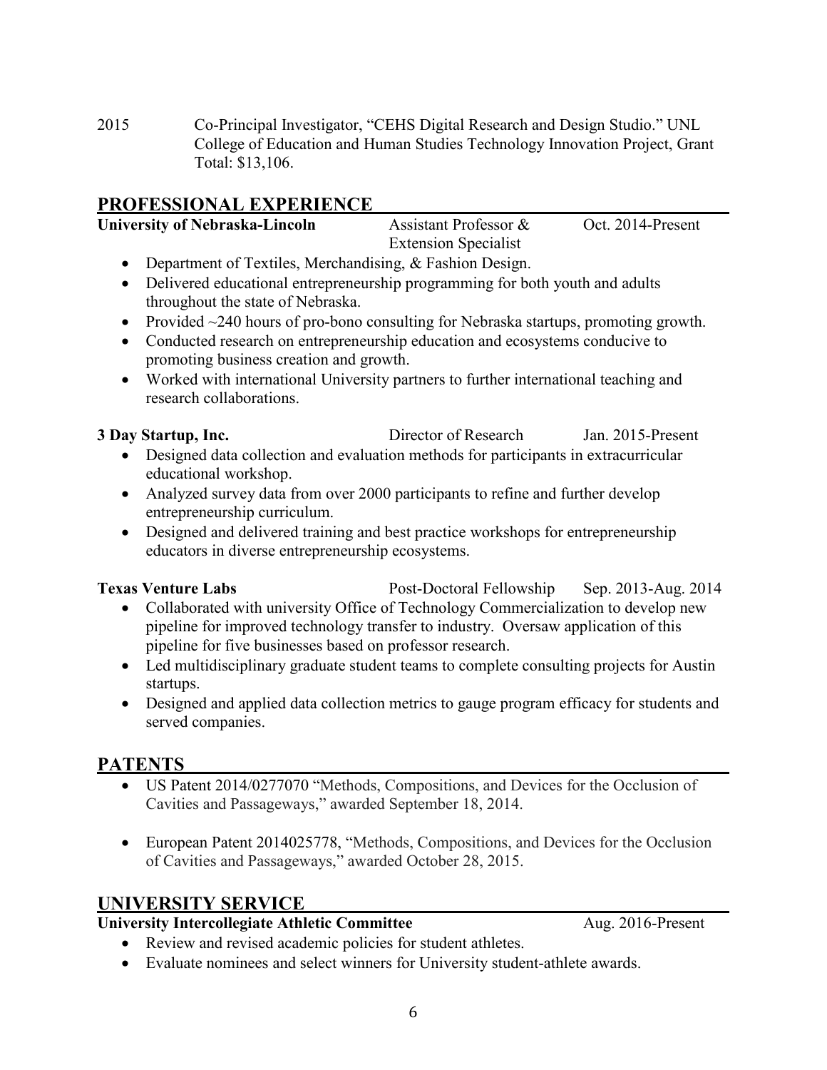2015 Co-Principal Investigator, "CEHS Digital Research and Design Studio." UNL College of Education and Human Studies Technology Innovation Project, Grant Total: $13,106.

## PROFESSIONAL EXPERIENCE

**University of Nebraska-Lincoln** — Assistant Professor & Extension Specialist — Oct. 2014-Present

- Department of Textiles, Merchandising, & Fashion Design.
- Delivered educational entrepreneurship programming for both youth and adults throughout the state of Nebraska.
- Provided ~240 hours of pro-bono consulting for Nebraska startups, promoting growth.
- Conducted research on entrepreneurship education and ecosystems conducive to promoting business creation and growth.
- Worked with international University partners to further international teaching and research collaborations.

**3 Day Startup, Inc.** — Director of Research — Jan. 2015-Present

- Designed data collection and evaluation methods for participants in extracurricular educational workshop.
- Analyzed survey data from over 2000 participants to refine and further develop entrepreneurship curriculum.
- Designed and delivered training and best practice workshops for entrepreneurship educators in diverse entrepreneurship ecosystems.

**Texas Venture Labs** — Post-Doctoral Fellowship — Sep. 2013-Aug. 2014

- Collaborated with university Office of Technology Commercialization to develop new pipeline for improved technology transfer to industry. Oversaw application of this pipeline for five businesses based on professor research.
- Led multidisciplinary graduate student teams to complete consulting projects for Austin startups.
- Designed and applied data collection metrics to gauge program efficacy for students and served companies.

## PATENTS

- US Patent 2014/0277070 "Methods, Compositions, and Devices for the Occlusion of Cavities and Passageways," awarded September 18, 2014.
- European Patent 2014025778, "Methods, Compositions, and Devices for the Occlusion of Cavities and Passageways," awarded October 28, 2015.

## UNIVERSITY SERVICE

**University Intercollegiate Athletic Committee** — Aug. 2016-Present

- Review and revised academic policies for student athletes.
- Evaluate nominees and select winners for University student-athlete awards.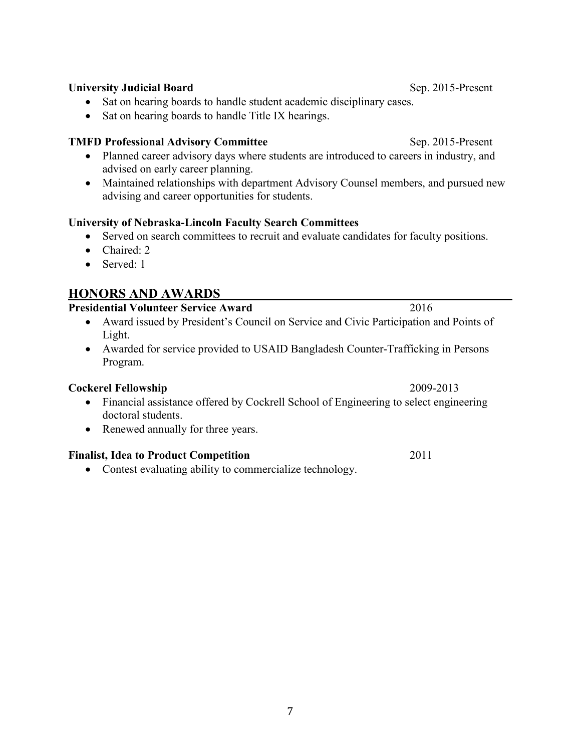**University Judicial Board** Sep. 2015-Present

- Sat on hearing boards to handle student academic disciplinary cases.
- Sat on hearing boards to handle Title IX hearings.

**TMFD Professional Advisory Committee** Sep. 2015-Present

- Planned career advisory days where students are introduced to careers in industry, and advised on early career planning.
- Maintained relationships with department Advisory Counsel members, and pursued new advising and career opportunities for students.

**University of Nebraska-Lincoln Faculty Search Committees**

- Served on search committees to recruit and evaluate candidates for faculty positions.
- Chaired: 2
- Served: 1

## HONORS AND AWARDS

**Presidential Volunteer Service Award** 2016

- Award issued by President's Council on Service and Civic Participation and Points of Light.
- Awarded for service provided to USAID Bangladesh Counter-Trafficking in Persons Program.

**Cockerel Fellowship** 2009-2013

- Financial assistance offered by Cockrell School of Engineering to select engineering doctoral students.
- Renewed annually for three years.

**Finalist, Idea to Product Competition** 2011

- Contest evaluating ability to commercialize technology.